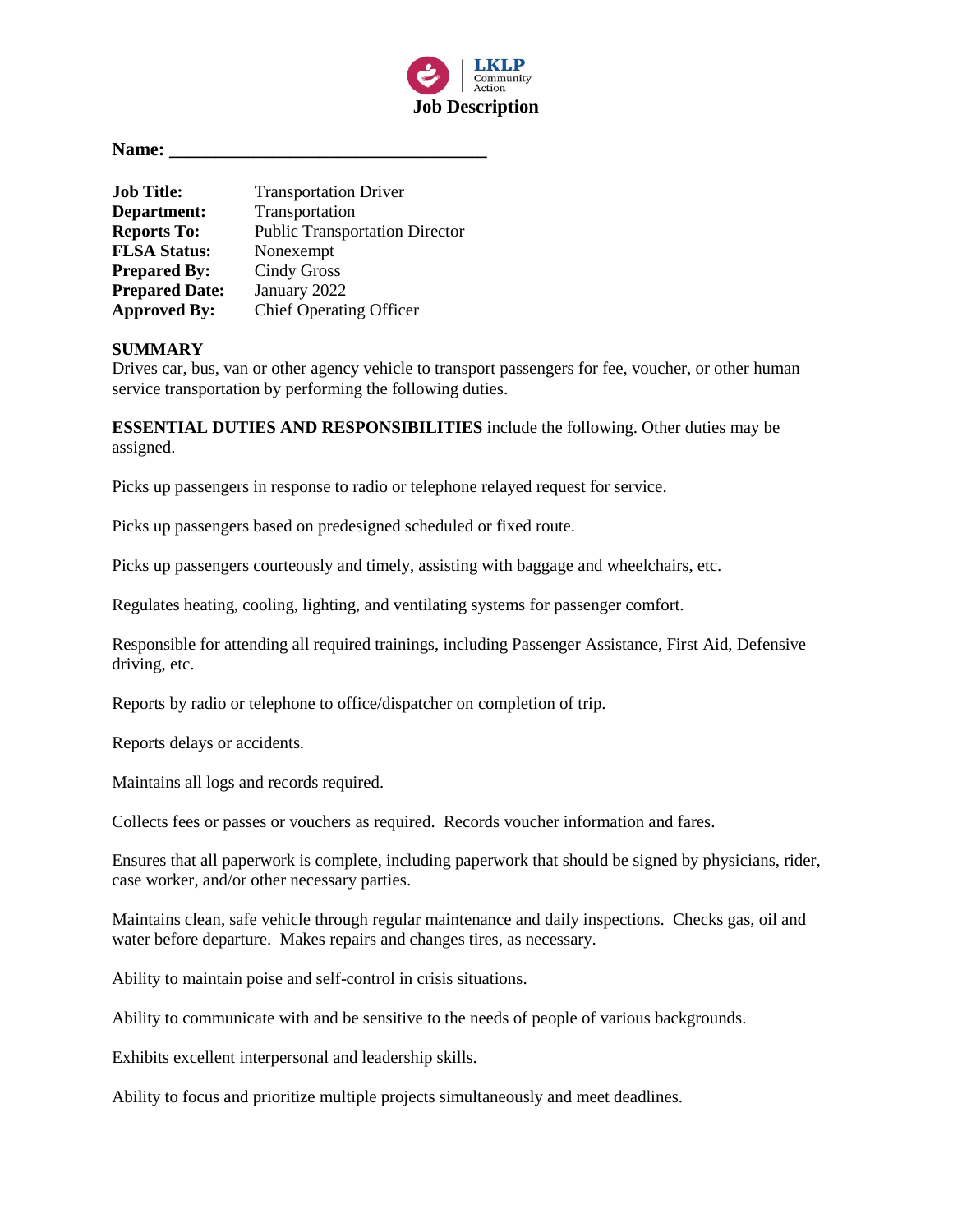LKLP Community Action

# Job Description

**Name:** ___________________________________

| | |
|---|---|
| **Job Title:** | Transportation Driver |
| **Department:** | Transportation |
| **Reports To:** | Public Transportation Director |
| **FLSA Status:** | Nonexempt |
| **Prepared By:** | Cindy Gross |
| **Prepared Date:** | January 2022 |
| **Approved By:** | Chief Operating Officer |

**SUMMARY**
Drives car, bus, van or other agency vehicle to transport passengers for fee, voucher, or other human service transportation by performing the following duties.

**ESSENTIAL DUTIES AND RESPONSIBILITIES** include the following. Other duties may be assigned.

Picks up passengers in response to radio or telephone relayed request for service.

Picks up passengers based on predesigned scheduled or fixed route.

Picks up passengers courteously and timely, assisting with baggage and wheelchairs, etc.

Regulates heating, cooling, lighting, and ventilating systems for passenger comfort.

Responsible for attending all required trainings, including Passenger Assistance, First Aid, Defensive driving, etc.

Reports by radio or telephone to office/dispatcher on completion of trip.

Reports delays or accidents.

Maintains all logs and records required.

Collects fees or passes or vouchers as required. Records voucher information and fares.

Ensures that all paperwork is complete, including paperwork that should be signed by physicians, rider, case worker, and/or other necessary parties.

Maintains clean, safe vehicle through regular maintenance and daily inspections. Checks gas, oil and water before departure. Makes repairs and changes tires, as necessary.

Ability to maintain poise and self-control in crisis situations.

Ability to communicate with and be sensitive to the needs of people of various backgrounds.

Exhibits excellent interpersonal and leadership skills.

Ability to focus and prioritize multiple projects simultaneously and meet deadlines.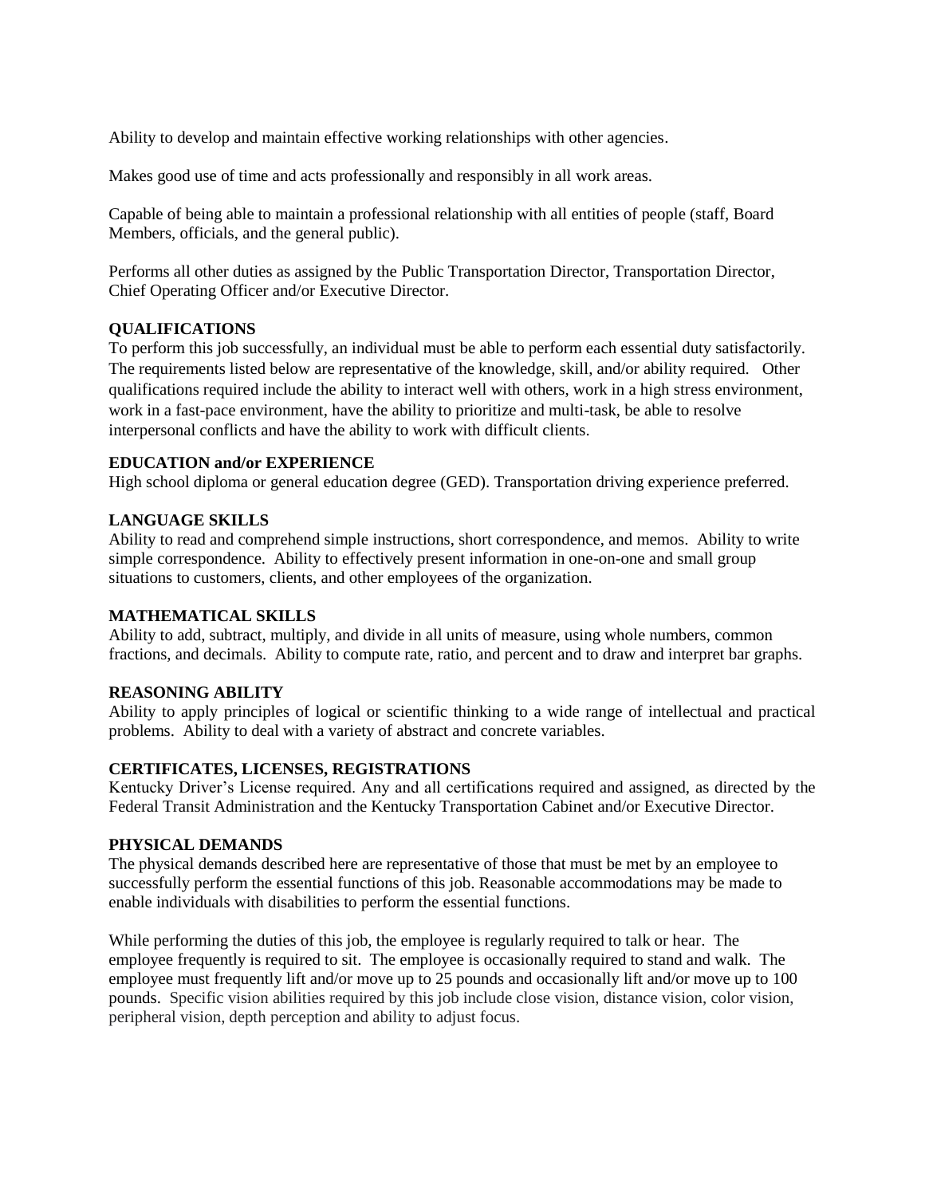Ability to develop and maintain effective working relationships with other agencies.

Makes good use of time and acts professionally and responsibly in all work areas.

Capable of being able to maintain a professional relationship with all entities of people (staff, Board Members, officials, and the general public).

Performs all other duties as assigned by the Public Transportation Director, Transportation Director, Chief Operating Officer and/or Executive Director.

**QUALIFICATIONS**

To perform this job successfully, an individual must be able to perform each essential duty satisfactorily. The requirements listed below are representative of the knowledge, skill, and/or ability required. Other qualifications required include the ability to interact well with others, work in a high stress environment, work in a fast-pace environment, have the ability to prioritize and multi-task, be able to resolve interpersonal conflicts and have the ability to work with difficult clients.

**EDUCATION and/or EXPERIENCE**

High school diploma or general education degree (GED). Transportation driving experience preferred.

**LANGUAGE SKILLS**

Ability to read and comprehend simple instructions, short correspondence, and memos. Ability to write simple correspondence. Ability to effectively present information in one-on-one and small group situations to customers, clients, and other employees of the organization.

**MATHEMATICAL SKILLS**

Ability to add, subtract, multiply, and divide in all units of measure, using whole numbers, common fractions, and decimals. Ability to compute rate, ratio, and percent and to draw and interpret bar graphs.

**REASONING ABILITY**

Ability to apply principles of logical or scientific thinking to a wide range of intellectual and practical problems. Ability to deal with a variety of abstract and concrete variables.

**CERTIFICATES, LICENSES, REGISTRATIONS**

Kentucky Driver's License required. Any and all certifications required and assigned, as directed by the Federal Transit Administration and the Kentucky Transportation Cabinet and/or Executive Director.

**PHYSICAL DEMANDS**

The physical demands described here are representative of those that must be met by an employee to successfully perform the essential functions of this job. Reasonable accommodations may be made to enable individuals with disabilities to perform the essential functions.

While performing the duties of this job, the employee is regularly required to talk or hear. The employee frequently is required to sit. The employee is occasionally required to stand and walk. The employee must frequently lift and/or move up to 25 pounds and occasionally lift and/or move up to 100 pounds. Specific vision abilities required by this job include close vision, distance vision, color vision, peripheral vision, depth perception and ability to adjust focus.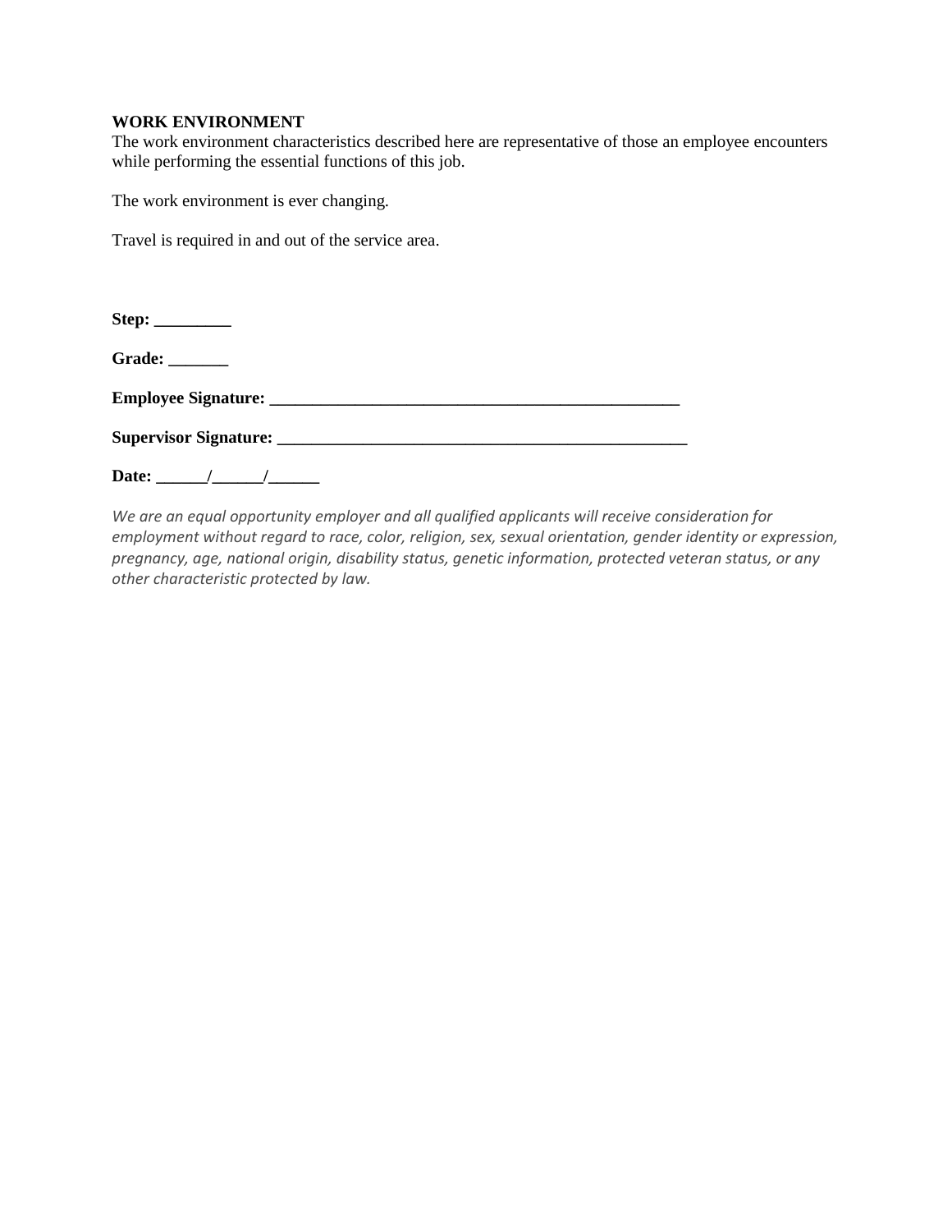**WORK ENVIRONMENT**
The work environment characteristics described here are representative of those an employee encounters while performing the essential functions of this job.

The work environment is ever changing.

Travel is required in and out of the service area.

**Step: _________**

**Grade: _______**

**Employee Signature: __________________________________________________**

**Supervisor Signature: __________________________________________________**

**Date: ______/______/______**

*We are an equal opportunity employer and all qualified applicants will receive consideration for employment without regard to race, color, religion, sex, sexual orientation, gender identity or expression, pregnancy, age, national origin, disability status, genetic information, protected veteran status, or any other characteristic protected by law.*